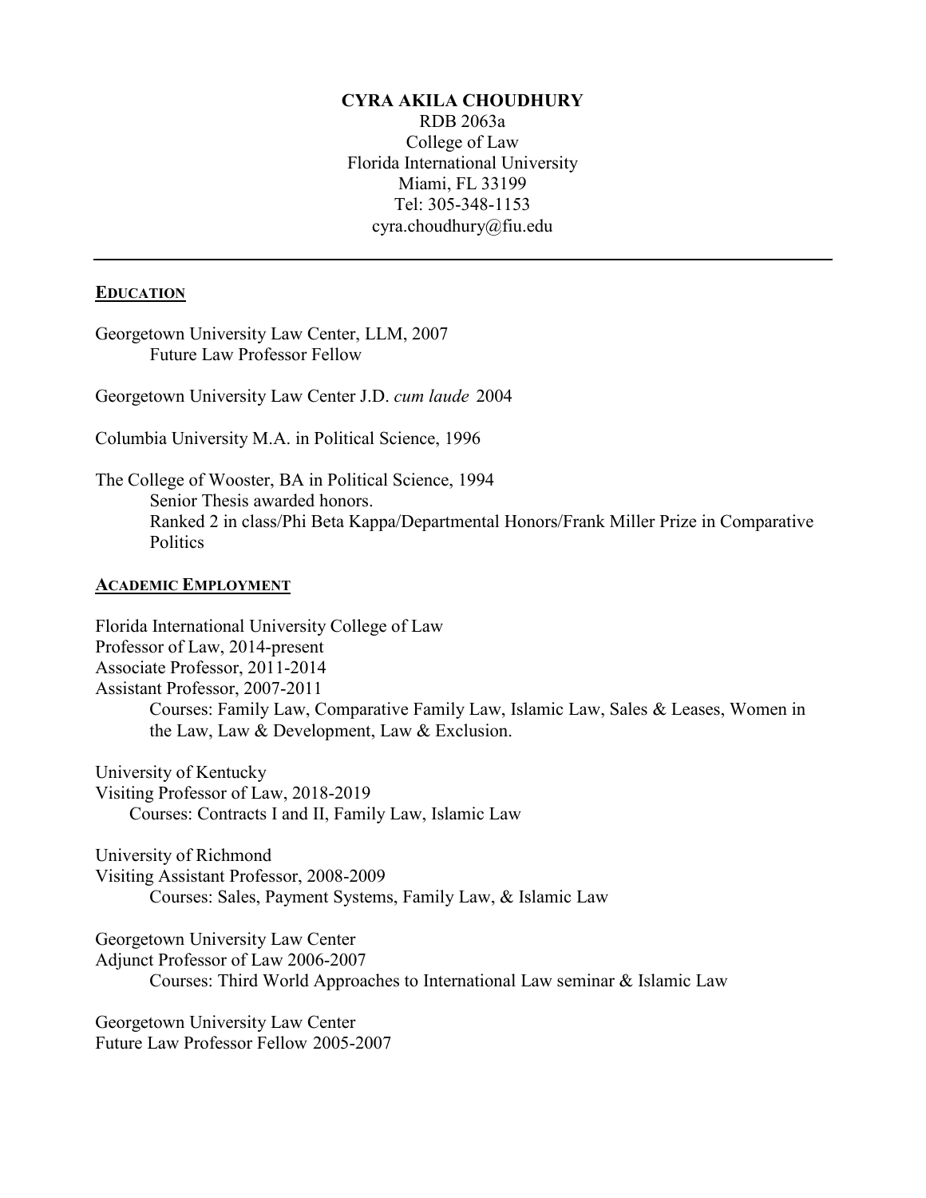**CYRA AKILA CHOUDHURY**

RDB 2063a
College of Law
Florida International University
Miami, FL 33199
Tel: 305-348-1153
cyra.choudhury@fiu.edu

---

## EDUCATION

Georgetown University Law Center, LLM, 2007
Future Law Professor Fellow

Georgetown University Law Center J.D. *cum laude* 2004

Columbia University M.A. in Political Science, 1996

The College of Wooster, BA in Political Science, 1994
Senior Thesis awarded honors.
Ranked 2 in class/Phi Beta Kappa/Departmental Honors/Frank Miller Prize in Comparative Politics

## ACADEMIC EMPLOYMENT

Florida International University College of Law
Professor of Law, 2014-present
Associate Professor, 2011-2014
Assistant Professor, 2007-2011
Courses: Family Law, Comparative Family Law, Islamic Law, Sales & Leases, Women in the Law, Law & Development, Law & Exclusion.

University of Kentucky
Visiting Professor of Law, 2018-2019
Courses: Contracts I and II, Family Law, Islamic Law

University of Richmond
Visiting Assistant Professor, 2008-2009
Courses: Sales, Payment Systems, Family Law, & Islamic Law

Georgetown University Law Center
Adjunct Professor of Law 2006-2007
Courses: Third World Approaches to International Law seminar & Islamic Law

Georgetown University Law Center
Future Law Professor Fellow 2005-2007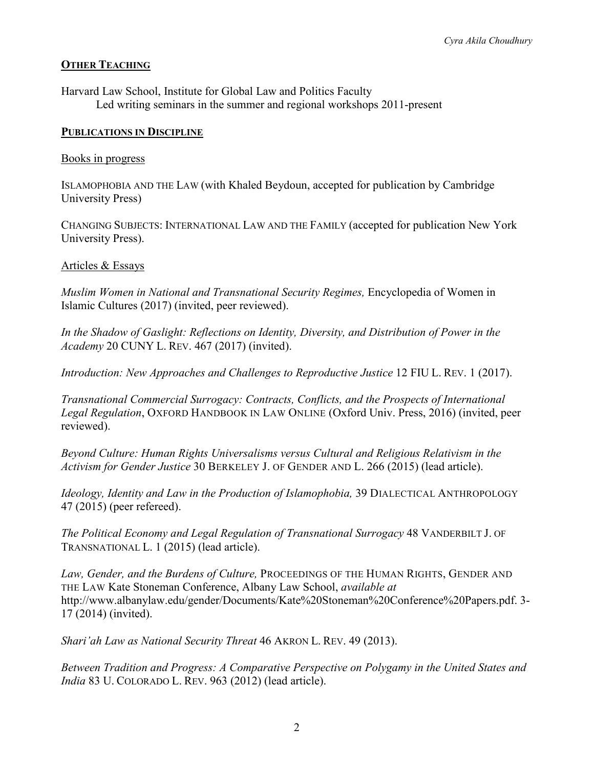## **OTHER TEACHING**

Harvard Law School, Institute for Global Law and Politics Faculty
Led writing seminars in the summer and regional workshops 2011-present

## **PUBLICATIONS IN DISCIPLINE**

### Books in progress

ISLAMOPHOBIA AND THE LAW (with Khaled Beydoun, accepted for publication by Cambridge University Press)

CHANGING SUBJECTS: INTERNATIONAL LAW AND THE FAMILY (accepted for publication New York University Press).

### Articles & Essays

*Muslim Women in National and Transnational Security Regimes,* Encyclopedia of Women in Islamic Cultures (2017) (invited, peer reviewed).

*In the Shadow of Gaslight: Reflections on Identity, Diversity, and Distribution of Power in the Academy* 20 CUNY L. REV. 467 (2017) (invited).

*Introduction: New Approaches and Challenges to Reproductive Justice* 12 FIU L. REV. 1 (2017).

*Transnational Commercial Surrogacy: Contracts, Conflicts, and the Prospects of International Legal Regulation*, OXFORD HANDBOOK IN LAW ONLINE (Oxford Univ. Press, 2016) (invited, peer reviewed).

*Beyond Culture: Human Rights Universalisms versus Cultural and Religious Relativism in the Activism for Gender Justice* 30 BERKELEY J. OF GENDER AND L. 266 (2015) (lead article).

*Ideology, Identity and Law in the Production of Islamophobia,* 39 DIALECTICAL ANTHROPOLOGY 47 (2015) (peer refereed).

*The Political Economy and Legal Regulation of Transnational Surrogacy* 48 VANDERBILT J. OF TRANSNATIONAL L. 1 (2015) (lead article).

*Law, Gender, and the Burdens of Culture,* PROCEEDINGS OF THE HUMAN RIGHTS, GENDER AND THE LAW Kate Stoneman Conference, Albany Law School, *available at* http://www.albanylaw.edu/gender/Documents/Kate%20Stoneman%20Conference%20Papers.pdf. 3-17 (2014) (invited).

*Shari'ah Law as National Security Threat* 46 AKRON L. REV. 49 (2013).

*Between Tradition and Progress: A Comparative Perspective on Polygamy in the United States and India* 83 U. COLORADO L. REV. 963 (2012) (lead article).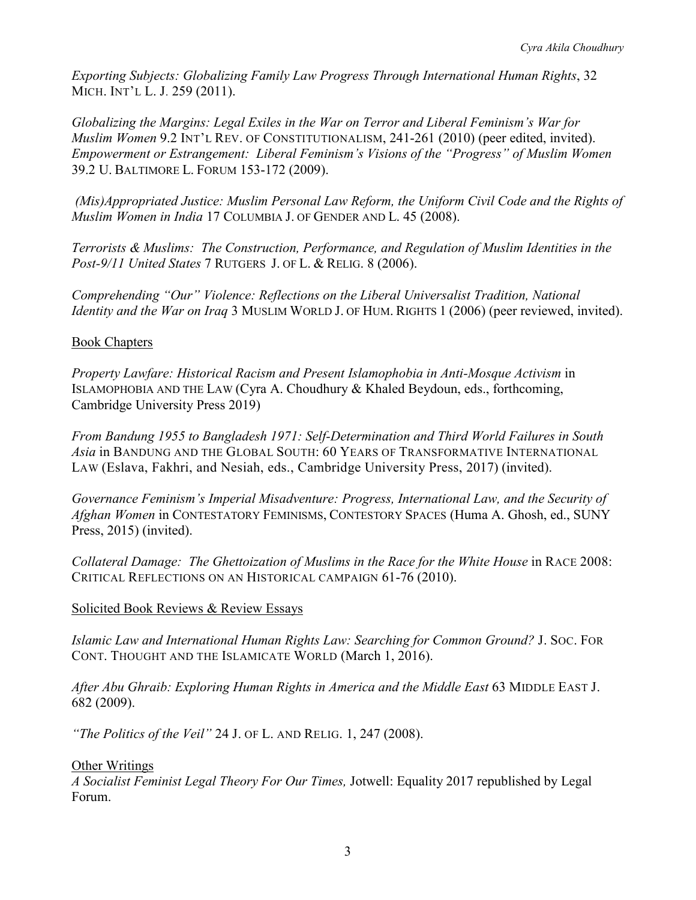*Exporting Subjects: Globalizing Family Law Progress Through International Human Rights*, 32 MICH. INT'L L. J. 259 (2011).

*Globalizing the Margins: Legal Exiles in the War on Terror and Liberal Feminism's War for Muslim Women* 9.2 INT'L REV. OF CONSTITUTIONALISM, 241-261 (2010) (peer edited, invited).
*Empowerment or Estrangement: Liberal Feminism's Visions of the "Progress" of Muslim Women* 39.2 U. BALTIMORE L. FORUM 153-172 (2009).

*(Mis)Appropriated Justice: Muslim Personal Law Reform, the Uniform Civil Code and the Rights of Muslim Women in India* 17 COLUMBIA J. OF GENDER AND L. 45 (2008).

*Terrorists & Muslims: The Construction, Performance, and Regulation of Muslim Identities in the Post-9/11 United States* 7 RUTGERS J. OF L. & RELIG. 8 (2006).

*Comprehending "Our" Violence: Reflections on the Liberal Universalist Tradition, National Identity and the War on Iraq* 3 MUSLIM WORLD J. OF HUM. RIGHTS 1 (2006) (peer reviewed, invited).

<u>Book Chapters</u>

*Property Lawfare: Historical Racism and Present Islamophobia in Anti-Mosque Activism* in ISLAMOPHOBIA AND THE LAW (Cyra A. Choudhury & Khaled Beydoun, eds., forthcoming, Cambridge University Press 2019)

*From Bandung 1955 to Bangladesh 1971: Self-Determination and Third World Failures in South Asia* in BANDUNG AND THE GLOBAL SOUTH: 60 YEARS OF TRANSFORMATIVE INTERNATIONAL LAW (Eslava, Fakhri, and Nesiah, eds., Cambridge University Press, 2017) (invited).

*Governance Feminism's Imperial Misadventure: Progress, International Law, and the Security of Afghan Women* in CONTESTATORY FEMINISMS, CONTESTORY SPACES (Huma A. Ghosh, ed., SUNY Press, 2015) (invited).

*Collateral Damage: The Ghettoization of Muslims in the Race for the White House* in RACE 2008: CRITICAL REFLECTIONS ON AN HISTORICAL CAMPAIGN 61-76 (2010).

<u>Solicited Book Reviews & Review Essays</u>

*Islamic Law and International Human Rights Law: Searching for Common Ground?* J. SOC. FOR CONT. THOUGHT AND THE ISLAMICATE WORLD (March 1, 2016).

*After Abu Ghraib: Exploring Human Rights in America and the Middle East* 63 MIDDLE EAST J. 682 (2009).

*"The Politics of the Veil"* 24 J. OF L. AND RELIG. 1, 247 (2008).

<u>Other Writings</u>
*A Socialist Feminist Legal Theory For Our Times,* Jotwell: Equality 2017 republished by Legal Forum.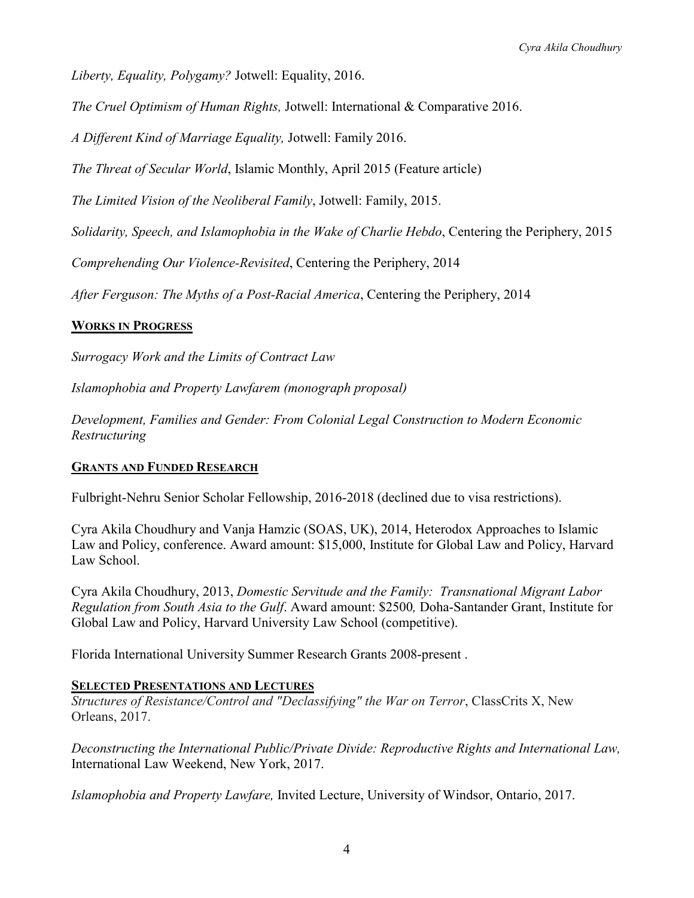*Liberty, Equality, Polygamy?* Jotwell: Equality, 2016.

*The Cruel Optimism of Human Rights,* Jotwell: International & Comparative 2016.

*A Different Kind of Marriage Equality,* Jotwell: Family 2016.

*The Threat of Secular World*, Islamic Monthly, April 2015 (Feature article)

*The Limited Vision of the Neoliberal Family*, Jotwell: Family, 2015.

*Solidarity, Speech, and Islamophobia in the Wake of Charlie Hebdo*, Centering the Periphery, 2015

*Comprehending Our Violence-Revisited*, Centering the Periphery, 2014

*After Ferguson: The Myths of a Post-Racial America*, Centering the Periphery, 2014

## WORKS IN PROGRESS

*Surrogacy Work and the Limits of Contract Law*

*Islamophobia and Property Lawfarem (monograph proposal)*

*Development, Families and Gender: From Colonial Legal Construction to Modern Economic Restructuring*

## GRANTS AND FUNDED RESEARCH

Fulbright-Nehru Senior Scholar Fellowship, 2016-2018 (declined due to visa restrictions).

Cyra Akila Choudhury and Vanja Hamzic (SOAS, UK), 2014, Heterodox Approaches to Islamic Law and Policy, conference. Award amount: $15,000, Institute for Global Law and Policy, Harvard Law School.

Cyra Akila Choudhury, 2013, *Domestic Servitude and the Family: Transnational Migrant Labor Regulation from South Asia to the Gulf*. Award amount: $2500*,* Doha-Santander Grant, Institute for Global Law and Policy, Harvard University Law School (competitive).

Florida International University Summer Research Grants 2008-present .

## SELECTED PRESENTATIONS AND LECTURES

*Structures of Resistance/Control and "Declassifying" the War on Terror*, ClassCrits X, New Orleans, 2017.

*Deconstructing the International Public/Private Divide: Reproductive Rights and International Law,* International Law Weekend, New York, 2017.

*Islamophobia and Property Lawfare,* Invited Lecture, University of Windsor, Ontario, 2017.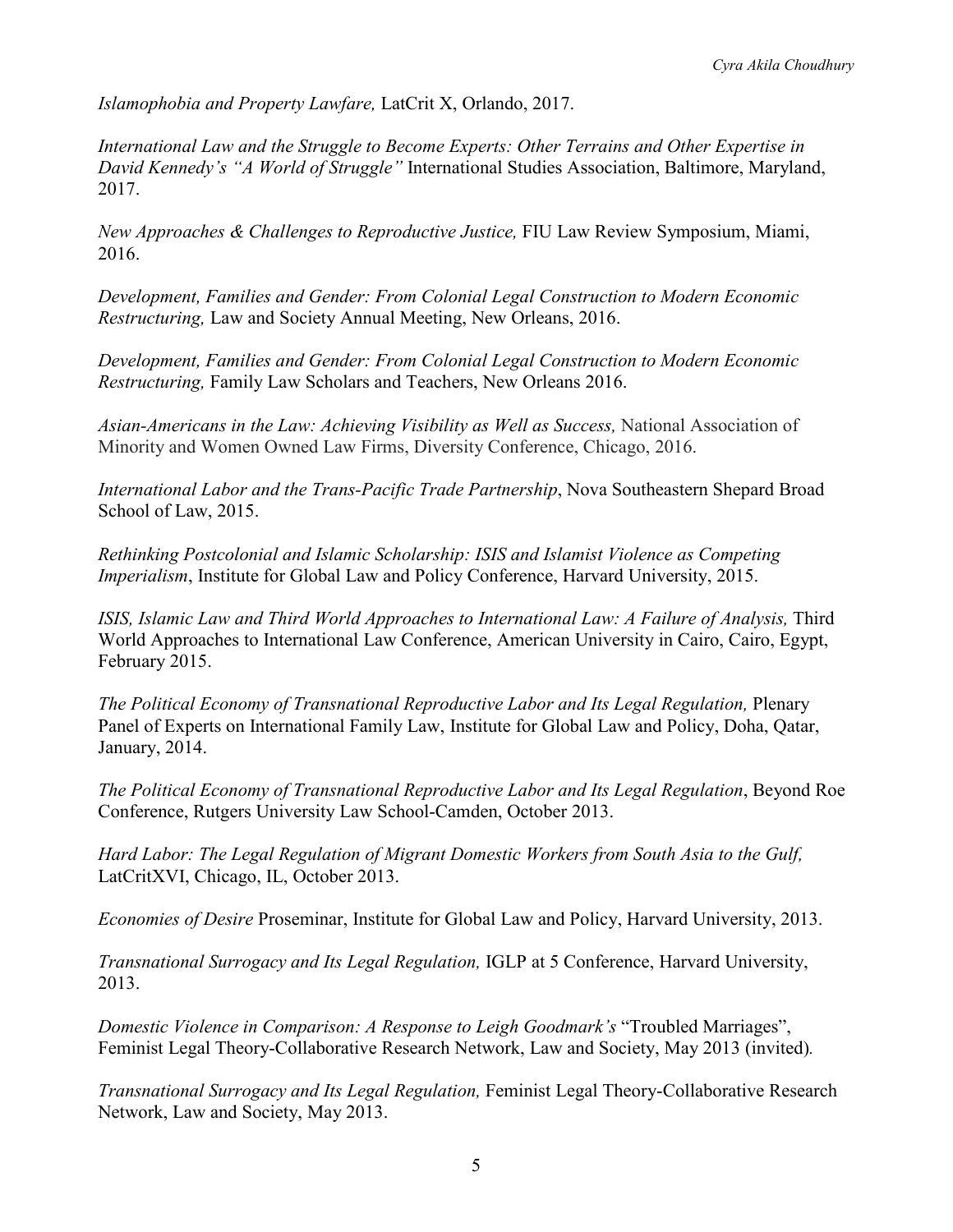*Islamophobia and Property Lawfare,* LatCrit X, Orlando, 2017.

*International Law and the Struggle to Become Experts: Other Terrains and Other Expertise in David Kennedy's "A World of Struggle"* International Studies Association, Baltimore, Maryland, 2017.

*New Approaches & Challenges to Reproductive Justice,* FIU Law Review Symposium, Miami, 2016.

*Development, Families and Gender: From Colonial Legal Construction to Modern Economic Restructuring,* Law and Society Annual Meeting, New Orleans, 2016.

*Development, Families and Gender: From Colonial Legal Construction to Modern Economic Restructuring,* Family Law Scholars and Teachers, New Orleans 2016.

*Asian-Americans in the Law: Achieving Visibility as Well as Success,* National Association of Minority and Women Owned Law Firms, Diversity Conference, Chicago, 2016.

*International Labor and the Trans-Pacific Trade Partnership*, Nova Southeastern Shepard Broad School of Law, 2015.

*Rethinking Postcolonial and Islamic Scholarship: ISIS and Islamist Violence as Competing Imperialism*, Institute for Global Law and Policy Conference, Harvard University, 2015.

*ISIS, Islamic Law and Third World Approaches to International Law: A Failure of Analysis,* Third World Approaches to International Law Conference, American University in Cairo, Cairo, Egypt, February 2015.

*The Political Economy of Transnational Reproductive Labor and Its Legal Regulation,* Plenary Panel of Experts on International Family Law, Institute for Global Law and Policy, Doha, Qatar, January, 2014.

*The Political Economy of Transnational Reproductive Labor and Its Legal Regulation*, Beyond Roe Conference, Rutgers University Law School-Camden, October 2013.

*Hard Labor: The Legal Regulation of Migrant Domestic Workers from South Asia to the Gulf,* LatCritXVI, Chicago, IL, October 2013.

*Economies of Desire* Proseminar, Institute for Global Law and Policy, Harvard University, 2013.

*Transnational Surrogacy and Its Legal Regulation,* IGLP at 5 Conference, Harvard University, 2013.

*Domestic Violence in Comparison: A Response to Leigh Goodmark's* "Troubled Marriages", Feminist Legal Theory-Collaborative Research Network, Law and Society, May 2013 (invited).

*Transnational Surrogacy and Its Legal Regulation,* Feminist Legal Theory-Collaborative Research Network, Law and Society, May 2013.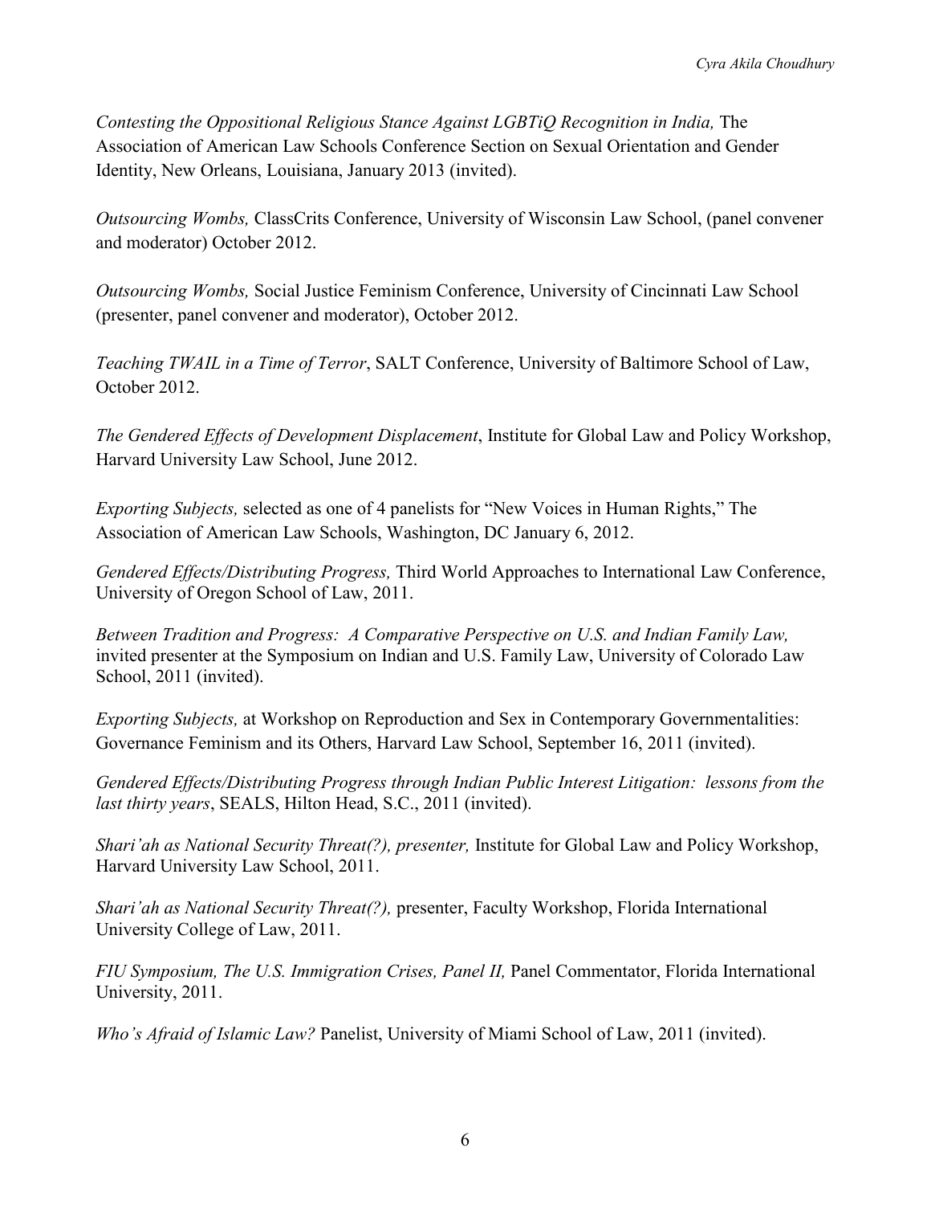*Contesting the Oppositional Religious Stance Against LGBTiQ Recognition in India,* The Association of American Law Schools Conference Section on Sexual Orientation and Gender Identity, New Orleans, Louisiana, January 2013 (invited).

*Outsourcing Wombs,* ClassCrits Conference, University of Wisconsin Law School, (panel convener and moderator) October 2012.

*Outsourcing Wombs,* Social Justice Feminism Conference, University of Cincinnati Law School (presenter, panel convener and moderator), October 2012.

*Teaching TWAIL in a Time of Terror*, SALT Conference, University of Baltimore School of Law, October 2012.

*The Gendered Effects of Development Displacement*, Institute for Global Law and Policy Workshop, Harvard University Law School, June 2012.

*Exporting Subjects,* selected as one of 4 panelists for "New Voices in Human Rights," The Association of American Law Schools, Washington, DC January 6, 2012.

*Gendered Effects/Distributing Progress,* Third World Approaches to International Law Conference, University of Oregon School of Law, 2011.

*Between Tradition and Progress: A Comparative Perspective on U.S. and Indian Family Law,* invited presenter at the Symposium on Indian and U.S. Family Law, University of Colorado Law School, 2011 (invited).

*Exporting Subjects,* at Workshop on Reproduction and Sex in Contemporary Governmentalities: Governance Feminism and its Others, Harvard Law School, September 16, 2011 (invited).

*Gendered Effects/Distributing Progress through Indian Public Interest Litigation: lessons from the last thirty years*, SEALS, Hilton Head, S.C., 2011 (invited).

*Shari'ah as National Security Threat(?), presenter,* Institute for Global Law and Policy Workshop, Harvard University Law School, 2011.

*Shari'ah as National Security Threat(?),* presenter, Faculty Workshop, Florida International University College of Law, 2011.

*FIU Symposium, The U.S. Immigration Crises, Panel II,* Panel Commentator, Florida International University, 2011.

*Who's Afraid of Islamic Law?* Panelist, University of Miami School of Law, 2011 (invited).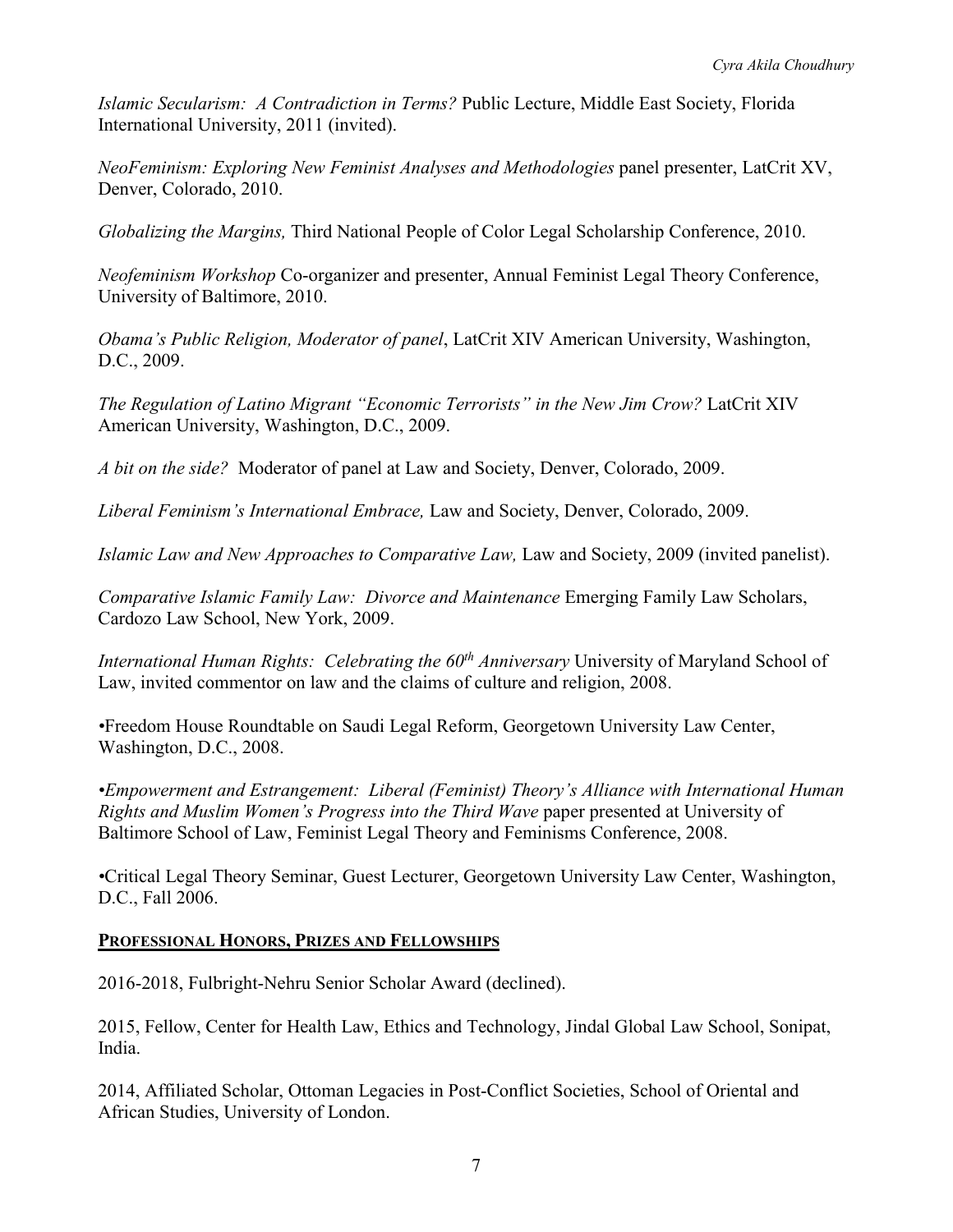*Islamic Secularism: A Contradiction in Terms?* Public Lecture, Middle East Society, Florida International University, 2011 (invited).

*NeoFeminism: Exploring New Feminist Analyses and Methodologies* panel presenter, LatCrit XV, Denver, Colorado, 2010.

*Globalizing the Margins,* Third National People of Color Legal Scholarship Conference, 2010.

*Neofeminism Workshop* Co-organizer and presenter, Annual Feminist Legal Theory Conference, University of Baltimore, 2010.

*Obama's Public Religion, Moderator of panel*, LatCrit XIV American University, Washington, D.C., 2009.

*The Regulation of Latino Migrant "Economic Terrorists" in the New Jim Crow?* LatCrit XIV American University, Washington, D.C., 2009.

*A bit on the side?* Moderator of panel at Law and Society, Denver, Colorado, 2009.

*Liberal Feminism's International Embrace,* Law and Society, Denver, Colorado, 2009.

*Islamic Law and New Approaches to Comparative Law,* Law and Society, 2009 (invited panelist).

*Comparative Islamic Family Law: Divorce and Maintenance* Emerging Family Law Scholars, Cardozo Law School, New York, 2009.

*International Human Rights: Celebrating the 60th Anniversary* University of Maryland School of Law, invited commentor on law and the claims of culture and religion, 2008.

•Freedom House Roundtable on Saudi Legal Reform, Georgetown University Law Center, Washington, D.C., 2008.

•*Empowerment and Estrangement: Liberal (Feminist) Theory's Alliance with International Human Rights and Muslim Women's Progress into the Third Wave* paper presented at University of Baltimore School of Law, Feminist Legal Theory and Feminisms Conference, 2008.

•Critical Legal Theory Seminar, Guest Lecturer, Georgetown University Law Center, Washington, D.C., Fall 2006.

## PROFESSIONAL HONORS, PRIZES AND FELLOWSHIPS

2016-2018, Fulbright-Nehru Senior Scholar Award (declined).

2015, Fellow, Center for Health Law, Ethics and Technology, Jindal Global Law School, Sonipat, India.

2014, Affiliated Scholar, Ottoman Legacies in Post-Conflict Societies, School of Oriental and African Studies, University of London.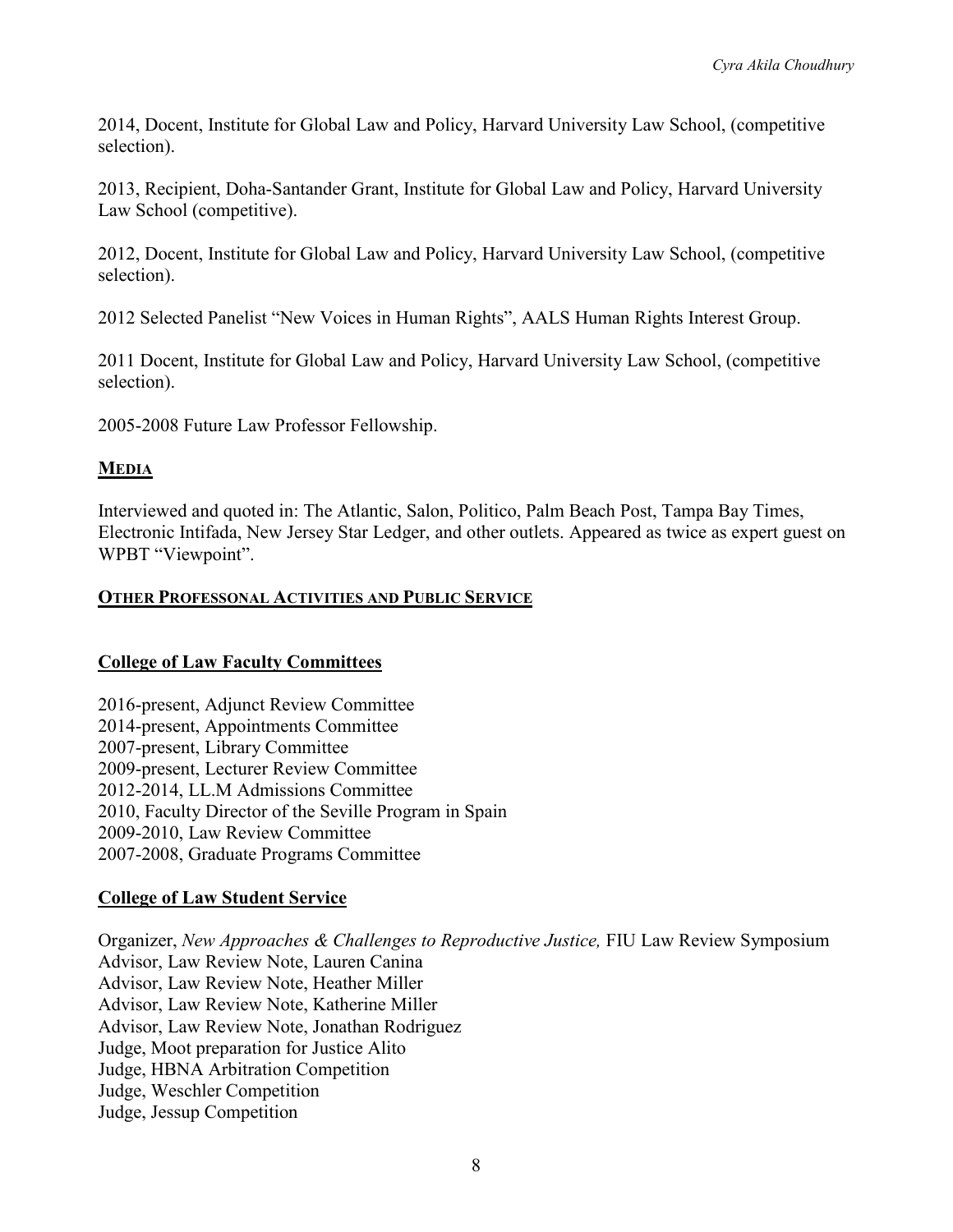2014, Docent, Institute for Global Law and Policy, Harvard University Law School, (competitive selection).

2013, Recipient, Doha-Santander Grant, Institute for Global Law and Policy, Harvard University Law School (competitive).

2012, Docent, Institute for Global Law and Policy, Harvard University Law School, (competitive selection).

2012 Selected Panelist "New Voices in Human Rights", AALS Human Rights Interest Group.

2011 Docent, Institute for Global Law and Policy, Harvard University Law School, (competitive selection).

2005-2008 Future Law Professor Fellowship.

## MEDIA

Interviewed and quoted in: The Atlantic, Salon, Politico, Palm Beach Post, Tampa Bay Times, Electronic Intifada, New Jersey Star Ledger, and other outlets. Appeared as twice as expert guest on WPBT "Viewpoint".

## OTHER PROFESSONAL ACTIVITIES AND PUBLIC SERVICE

### College of Law Faculty Committees

2016-present, Adjunct Review Committee
2014-present, Appointments Committee
2007-present, Library Committee
2009-present, Lecturer Review Committee
2012-2014, LL.M Admissions Committee
2010, Faculty Director of the Seville Program in Spain
2009-2010, Law Review Committee
2007-2008, Graduate Programs Committee

### College of Law Student Service

Organizer, *New Approaches & Challenges to Reproductive Justice,* FIU Law Review Symposium
Advisor, Law Review Note, Lauren Canina
Advisor, Law Review Note, Heather Miller
Advisor, Law Review Note, Katherine Miller
Advisor, Law Review Note, Jonathan Rodriguez
Judge, Moot preparation for Justice Alito
Judge, HBNA Arbitration Competition
Judge, Weschler Competition
Judge, Jessup Competition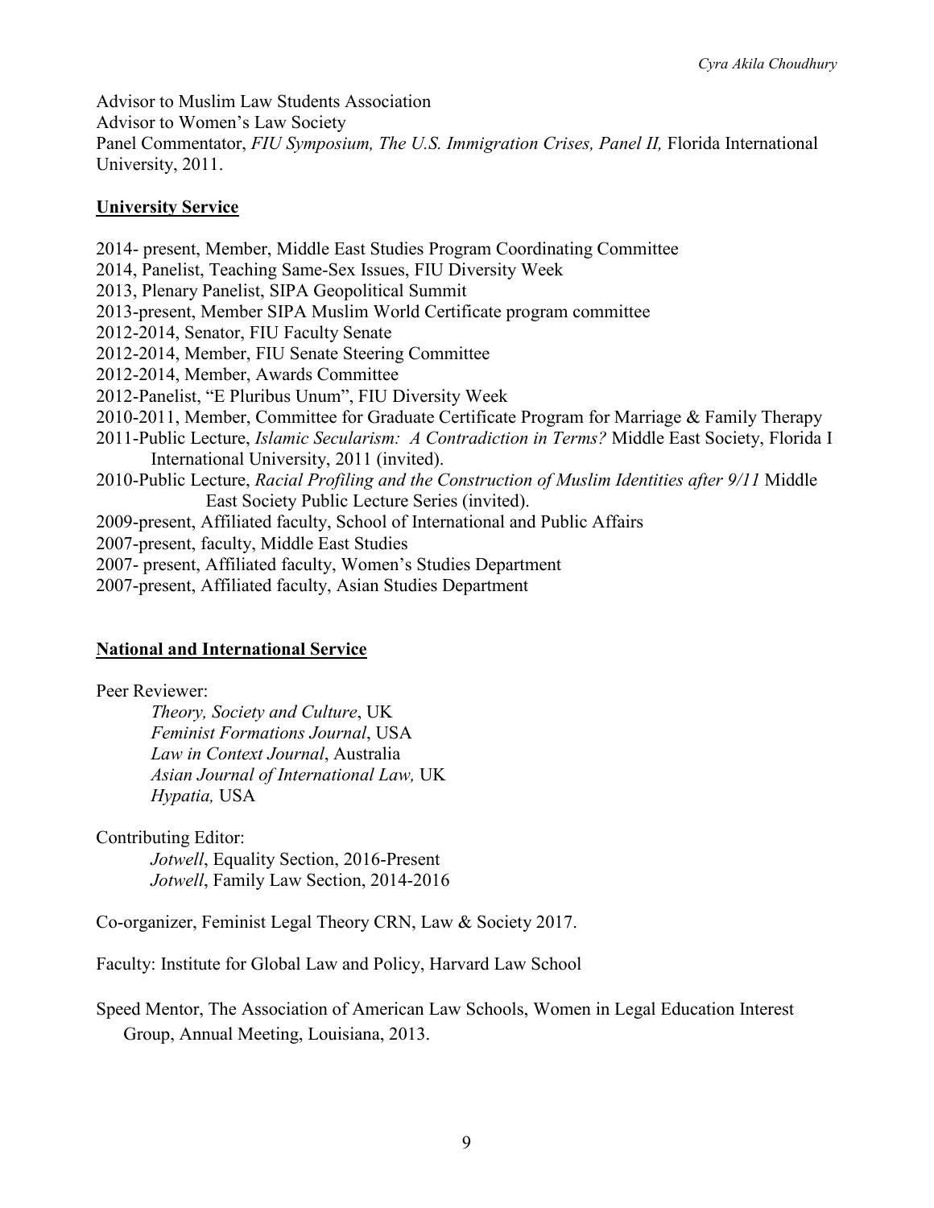Advisor to Muslim Law Students Association
Advisor to Women's Law Society
Panel Commentator, *FIU Symposium, The U.S. Immigration Crises, Panel II,* Florida International University, 2011.

## University Service

2014- present, Member, Middle East Studies Program Coordinating Committee
2014, Panelist, Teaching Same-Sex Issues, FIU Diversity Week
2013, Plenary Panelist, SIPA Geopolitical Summit
2013-present, Member SIPA Muslim World Certificate program committee
2012-2014, Senator, FIU Faculty Senate
2012-2014, Member, FIU Senate Steering Committee
2012-2014, Member, Awards Committee
2012-Panelist, "E Pluribus Unum", FIU Diversity Week
2010-2011, Member, Committee for Graduate Certificate Program for Marriage & Family Therapy
2011-Public Lecture, *Islamic Secularism: A Contradiction in Terms?* Middle East Society, Florida I International University, 2011 (invited).
2010-Public Lecture, *Racial Profiling and the Construction of Muslim Identities after 9/11* Middle East Society Public Lecture Series (invited).
2009-present, Affiliated faculty, School of International and Public Affairs
2007-present, faculty, Middle East Studies
2007- present, Affiliated faculty, Women's Studies Department
2007-present, Affiliated faculty, Asian Studies Department

## National and International Service

Peer Reviewer:

- *Theory, Society and Culture*, UK
- *Feminist Formations Journal*, USA
- *Law in Context Journal*, Australia
- *Asian Journal of International Law,* UK
- *Hypatia,* USA

Contributing Editor:

- *Jotwell*, Equality Section, 2016-Present
- *Jotwell*, Family Law Section, 2014-2016

Co-organizer, Feminist Legal Theory CRN, Law & Society 2017.

Faculty: Institute for Global Law and Policy, Harvard Law School

Speed Mentor, The Association of American Law Schools, Women in Legal Education Interest Group, Annual Meeting, Louisiana, 2013.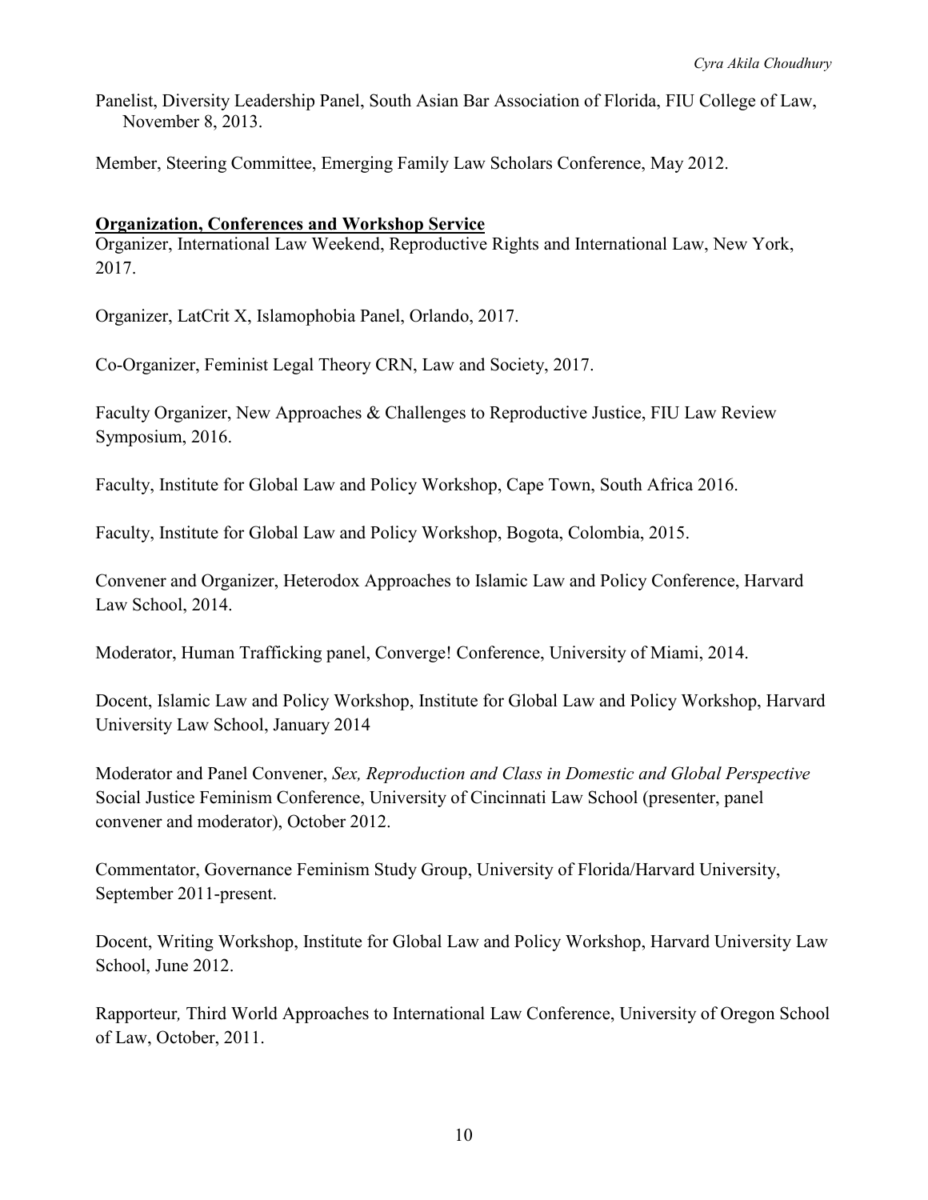Panelist, Diversity Leadership Panel, South Asian Bar Association of Florida, FIU College of Law, November 8, 2013.

Member, Steering Committee, Emerging Family Law Scholars Conference, May 2012.

## **Organization, Conferences and Workshop Service**

Organizer, International Law Weekend, Reproductive Rights and International Law, New York, 2017.

Organizer, LatCrit X, Islamophobia Panel, Orlando, 2017.

Co-Organizer, Feminist Legal Theory CRN, Law and Society, 2017.

Faculty Organizer, New Approaches & Challenges to Reproductive Justice, FIU Law Review Symposium, 2016.

Faculty, Institute for Global Law and Policy Workshop, Cape Town, South Africa 2016.

Faculty, Institute for Global Law and Policy Workshop, Bogota, Colombia, 2015.

Convener and Organizer, Heterodox Approaches to Islamic Law and Policy Conference, Harvard Law School, 2014.

Moderator, Human Trafficking panel, Converge! Conference, University of Miami, 2014.

Docent, Islamic Law and Policy Workshop, Institute for Global Law and Policy Workshop, Harvard University Law School, January 2014

Moderator and Panel Convener, *Sex, Reproduction and Class in Domestic and Global Perspective* Social Justice Feminism Conference, University of Cincinnati Law School (presenter, panel convener and moderator), October 2012.

Commentator, Governance Feminism Study Group, University of Florida/Harvard University, September 2011-present.

Docent, Writing Workshop, Institute for Global Law and Policy Workshop, Harvard University Law School, June 2012.

Rapporteur*,* Third World Approaches to International Law Conference, University of Oregon School of Law, October, 2011.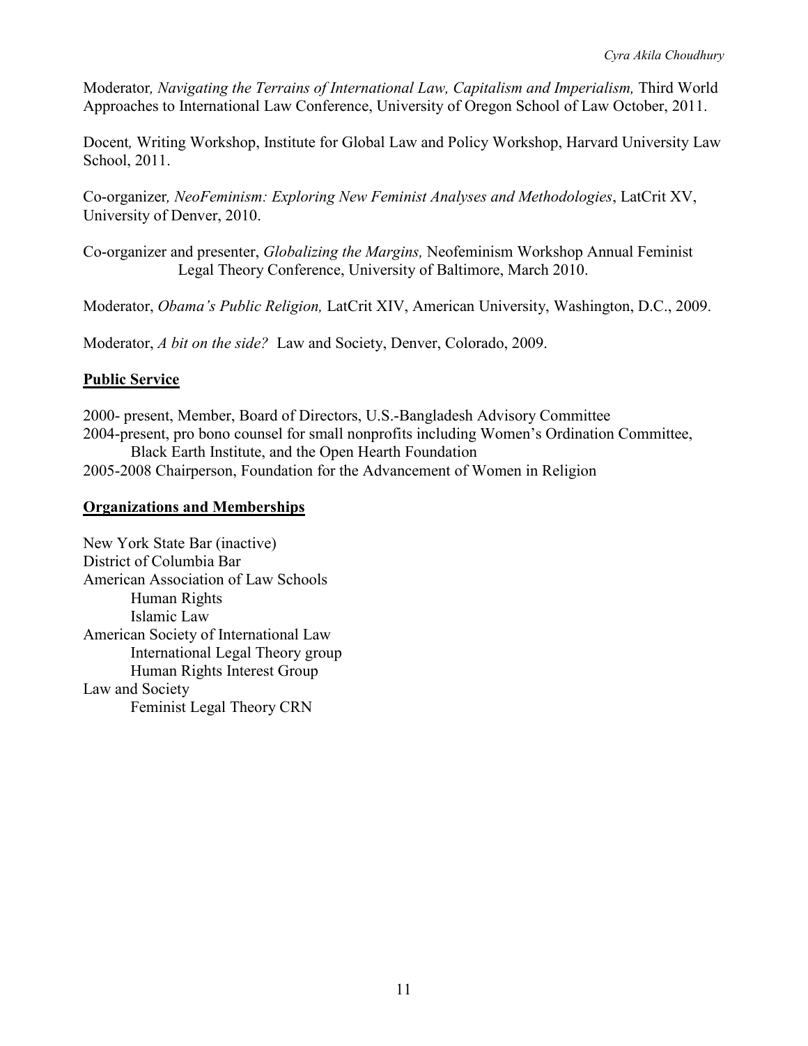Moderator*, Navigating the Terrains of International Law, Capitalism and Imperialism,* Third World Approaches to International Law Conference, University of Oregon School of Law October, 2011.

Docent*,* Writing Workshop, Institute for Global Law and Policy Workshop, Harvard University Law School, 2011.

Co-organizer*, NeoFeminism: Exploring New Feminist Analyses and Methodologies*, LatCrit XV, University of Denver, 2010.

Co-organizer and presenter, *Globalizing the Margins,* Neofeminism Workshop Annual Feminist Legal Theory Conference, University of Baltimore, March 2010.

Moderator, *Obama's Public Religion,* LatCrit XIV, American University, Washington, D.C., 2009.

Moderator, *A bit on the side?* Law and Society, Denver, Colorado, 2009.

## Public Service

2000- present, Member, Board of Directors, U.S.-Bangladesh Advisory Committee
2004-present, pro bono counsel for small nonprofits including Women's Ordination Committee, Black Earth Institute, and the Open Hearth Foundation
2005-2008 Chairperson, Foundation for the Advancement of Women in Religion

## Organizations and Memberships

New York State Bar (inactive)
District of Columbia Bar
American Association of Law Schools
- Human Rights
- Islamic Law

American Society of International Law
- International Legal Theory group
- Human Rights Interest Group

Law and Society
- Feminist Legal Theory CRN